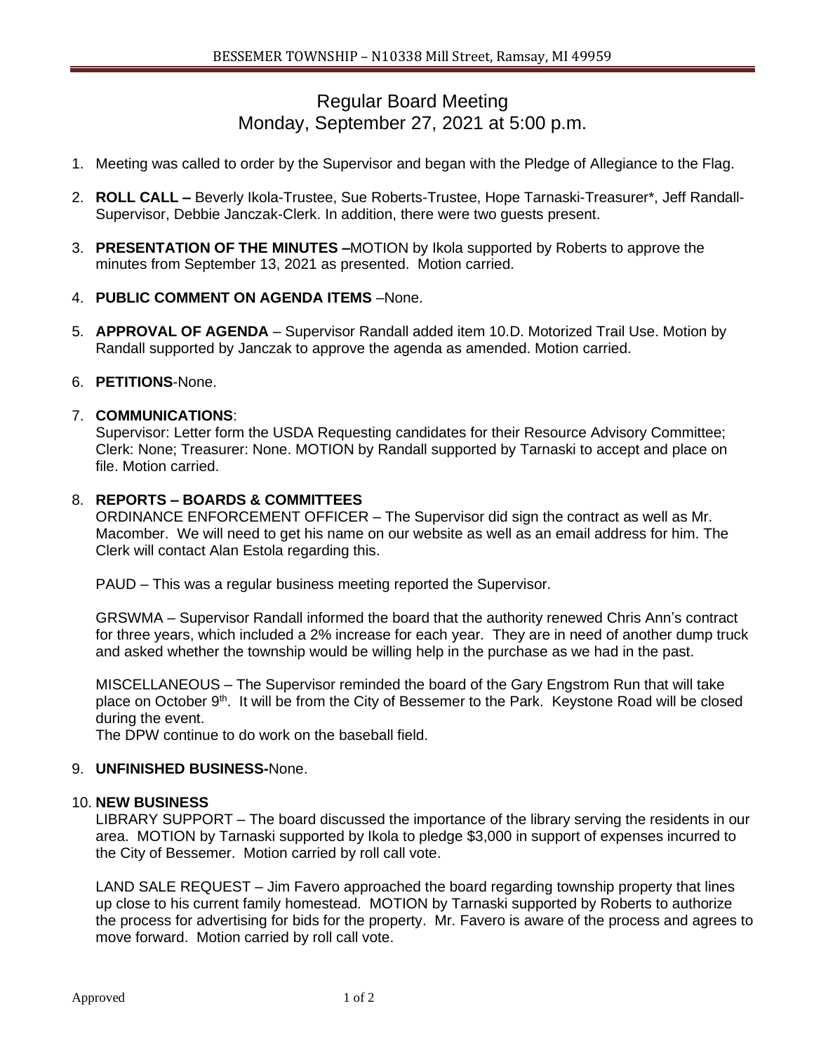# Regular Board Meeting
## Monday, September 27, 2021 at 5:00 p.m.

1. Meeting was called to order by the Supervisor and began with the Pledge of Allegiance to the Flag.

2. **ROLL CALL –** Beverly Ikola-Trustee, Sue Roberts-Trustee, Hope Tarnaski-Treasurer*, Jeff Randall-Supervisor, Debbie Janczak-Clerk. In addition, there were two guests present.

3. **PRESENTATION OF THE MINUTES –**MOTION by Ikola supported by Roberts to approve the minutes from September 13, 2021 as presented. Motion carried.

4. **PUBLIC COMMENT ON AGENDA ITEMS** –None.

5. **APPROVAL OF AGENDA** – Supervisor Randall added item 10.D. Motorized Trail Use. Motion by Randall supported by Janczak to approve the agenda as amended. Motion carried.

6. **PETITIONS**-None.

7. **COMMUNICATIONS**:
   Supervisor: Letter form the USDA Requesting candidates for their Resource Advisory Committee; Clerk: None; Treasurer: None. MOTION by Randall supported by Tarnaski to accept and place on file. Motion carried.

8. **REPORTS – BOARDS & COMMITTEES**
   ORDINANCE ENFORCEMENT OFFICER – The Supervisor did sign the contract as well as Mr. Macomber. We will need to get his name on our website as well as an email address for him. The Clerk will contact Alan Estola regarding this.

   PAUD – This was a regular business meeting reported the Supervisor.

   GRSWMA – Supervisor Randall informed the board that the authority renewed Chris Ann's contract for three years, which included a 2% increase for each year. They are in need of another dump truck and asked whether the township would be willing help in the purchase as we had in the past.

   MISCELLANEOUS – The Supervisor reminded the board of the Gary Engstrom Run that will take place on October 9th. It will be from the City of Bessemer to the Park. Keystone Road will be closed during the event.
   The DPW continue to do work on the baseball field.

9. **UNFINISHED BUSINESS-**None.

10. **NEW BUSINESS**
    LIBRARY SUPPORT – The board discussed the importance of the library serving the residents in our area. MOTION by Tarnaski supported by Ikola to pledge $3,000 in support of expenses incurred to the City of Bessemer. Motion carried by roll call vote.

    LAND SALE REQUEST – Jim Favero approached the board regarding township property that lines up close to his current family homestead. MOTION by Tarnaski supported by Roberts to authorize the process for advertising for bids for the property. Mr. Favero is aware of the process and agrees to move forward. Motion carried by roll call vote.

Approved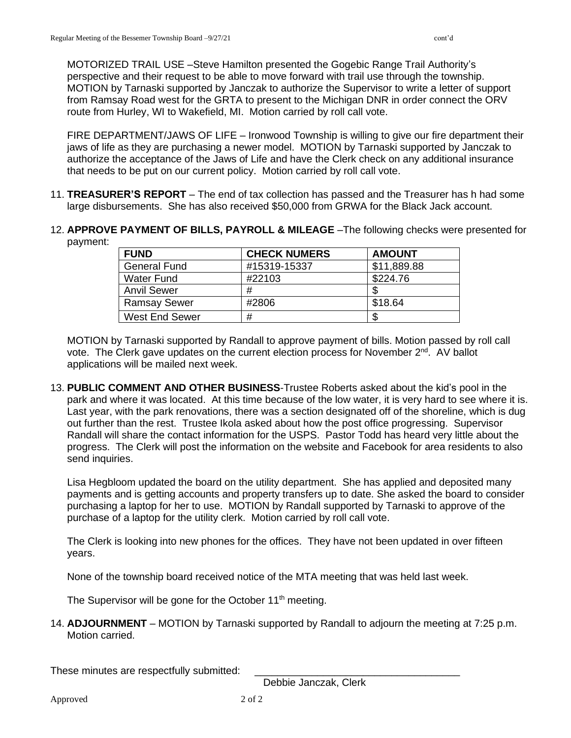MOTORIZED TRAIL USE –Steve Hamilton presented the Gogebic Range Trail Authority's perspective and their request to be able to move forward with trail use through the township. MOTION by Tarnaski supported by Janczak to authorize the Supervisor to write a letter of support from Ramsay Road west for the GRTA to present to the Michigan DNR in order connect the ORV route from Hurley, WI to Wakefield, MI. Motion carried by roll call vote.

FIRE DEPARTMENT/JAWS OF LIFE – Ironwood Township is willing to give our fire department their jaws of life as they are purchasing a newer model. MOTION by Tarnaski supported by Janczak to authorize the acceptance of the Jaws of Life and have the Clerk check on any additional insurance that needs to be put on our current policy. Motion carried by roll call vote.

11. **TREASURER'S REPORT** – The end of tax collection has passed and the Treasurer has h had some large disbursements. She has also received $50,000 from GRWA for the Black Jack account.

12. **APPROVE PAYMENT OF BILLS, PAYROLL & MILEAGE** –The following checks were presented for payment:

| FUND | CHECK NUMERS | AMOUNT |
|---|---|---|
| General Fund | #15319-15337 | $11,889.88 |
| Water Fund | #22103 | $224.76 |
| Anvil Sewer | # | $ |
| Ramsay Sewer | #2806 | $18.64 |
| West End Sewer | # | $ |

MOTION by Tarnaski supported by Randall to approve payment of bills. Motion passed by roll call vote. The Clerk gave updates on the current election process for November 2nd. AV ballot applications will be mailed next week.

13. **PUBLIC COMMENT AND OTHER BUSINESS**-Trustee Roberts asked about the kid's pool in the park and where it was located. At this time because of the low water, it is very hard to see where it is. Last year, with the park renovations, there was a section designated off of the shoreline, which is dug out further than the rest. Trustee Ikola asked about how the post office progressing. Supervisor Randall will share the contact information for the USPS. Pastor Todd has heard very little about the progress. The Clerk will post the information on the website and Facebook for area residents to also send inquiries.

Lisa Hegbloom updated the board on the utility department. She has applied and deposited many payments and is getting accounts and property transfers up to date. She asked the board to consider purchasing a laptop for her to use. MOTION by Randall supported by Tarnaski to approve of the purchase of a laptop for the utility clerk. Motion carried by roll call vote.

The Clerk is looking into new phones for the offices. They have not been updated in over fifteen years.

None of the township board received notice of the MTA meeting that was held last week.

The Supervisor will be gone for the October 11th meeting.

14. **ADJOURNMENT** – MOTION by Tarnaski supported by Randall to adjourn the meeting at 7:25 p.m. Motion carried.

These minutes are respectfully submitted: \_\_\_\_\_\_\_\_\_\_\_\_\_\_\_\_\_\_\_\_\_\_\_\_\_\_\_\_\_\_\_\_\_\_\_\_

Debbie Janczak, Clerk

Approved